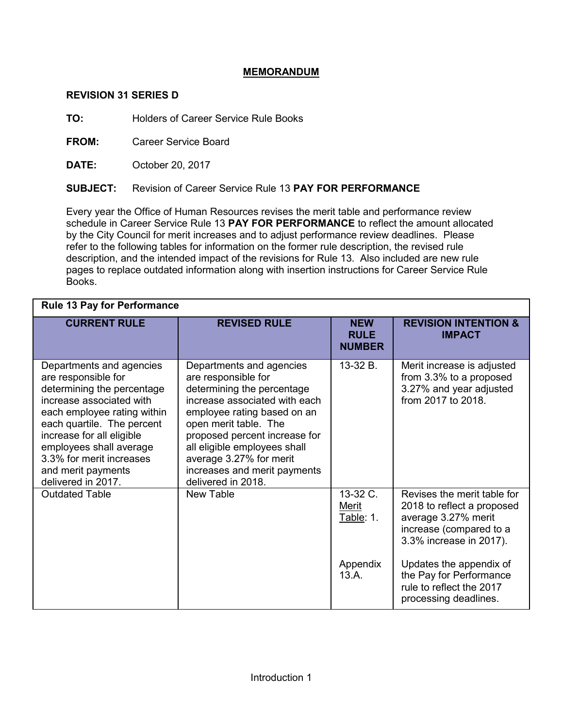# MEMORANDUM

**REVISION 31 SERIES D**

**TO:** Holders of Career Service Rule Books

**FROM:** Career Service Board

**DATE:** October 20, 2017

**SUBJECT:** Revision of Career Service Rule 13 **PAY FOR PERFORMANCE**

Every year the Office of Human Resources revises the merit table and performance review schedule in Career Service Rule 13 **PAY FOR PERFORMANCE** to reflect the amount allocated by the City Council for merit increases and to adjust performance review deadlines. Please refer to the following tables for information on the former rule description, the revised rule description, and the intended impact of the revisions for Rule 13. Also included are new rule pages to replace outdated information along with insertion instructions for Career Service Rule Books.

| **Rule 13 Pay for Performance** | | | |
|---|---|---|---|
| **CURRENT RULE** | **REVISED RULE** | **NEW RULE NUMBER** | **REVISION INTENTION & IMPACT** |
| Departments and agencies are responsible for determining the percentage increase associated with each employee rating within each quartile. The percent increase for all eligible employees shall average 3.3% for merit increases and merit payments delivered in 2017. | Departments and agencies are responsible for determining the percentage increase associated with each employee rating based on an open merit table. The proposed percent increase for all eligible employees shall average 3.27% for merit increases and merit payments delivered in 2018. | 13-32 B. | Merit increase is adjusted from 3.3% to a proposed 3.27% and year adjusted from 2017 to 2018. |
| Outdated Table | New Table | 13-32 C. Merit Table: 1.<br><br>Appendix 13.A. | Revises the merit table for 2018 to reflect a proposed average 3.27% merit increase (compared to a 3.3% increase in 2017).<br><br>Updates the appendix of the Pay for Performance rule to reflect the 2017 processing deadlines. |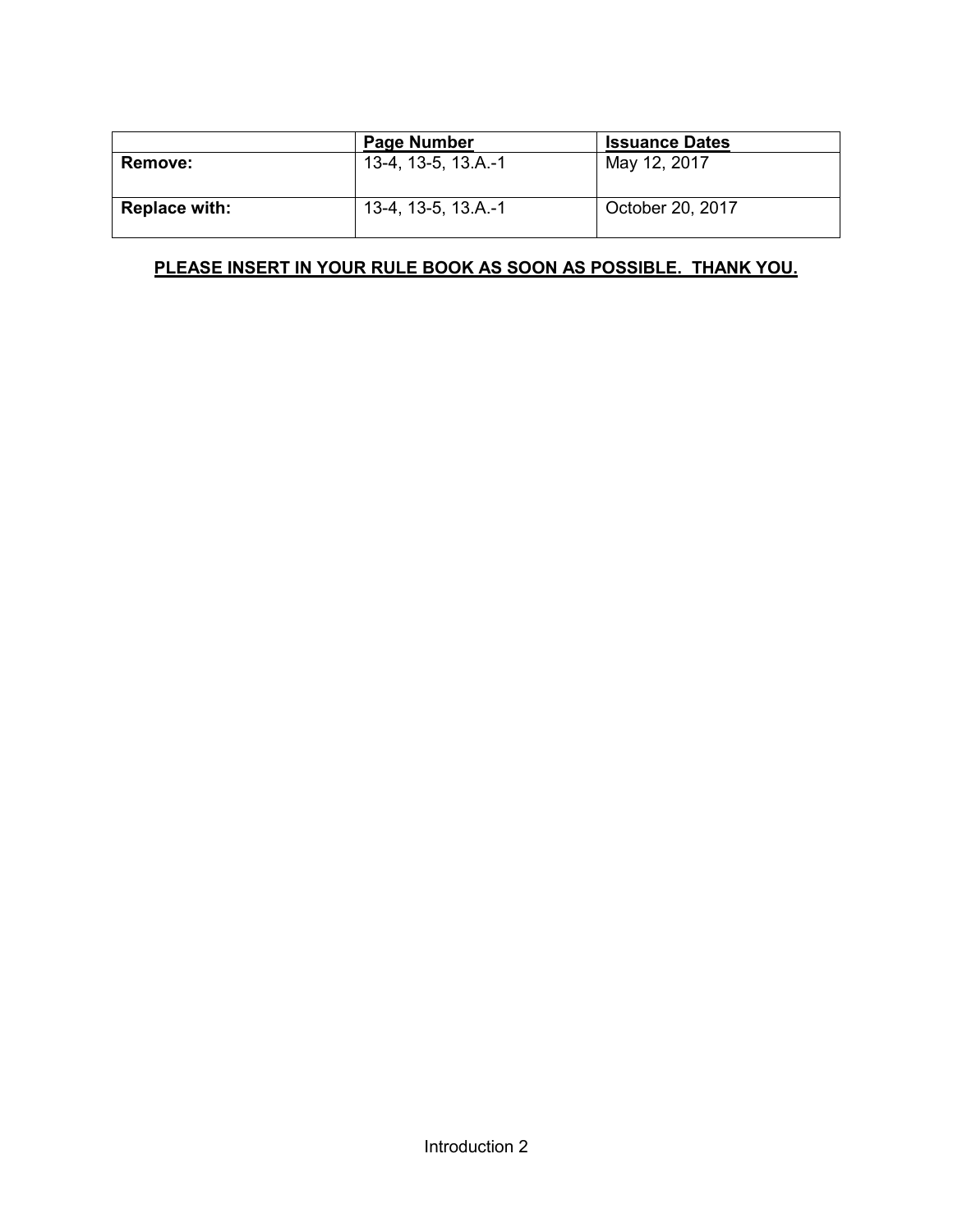| | Page Number | Issuance Dates |
|---|---|---|
| **Remove:** | 13-4, 13-5, 13.A.-1 | May 12, 2017 |
| **Replace with:** | 13-4, 13-5, 13.A.-1 | October 20, 2017 |

**PLEASE INSERT IN YOUR RULE BOOK AS SOON AS POSSIBLE. THANK YOU.**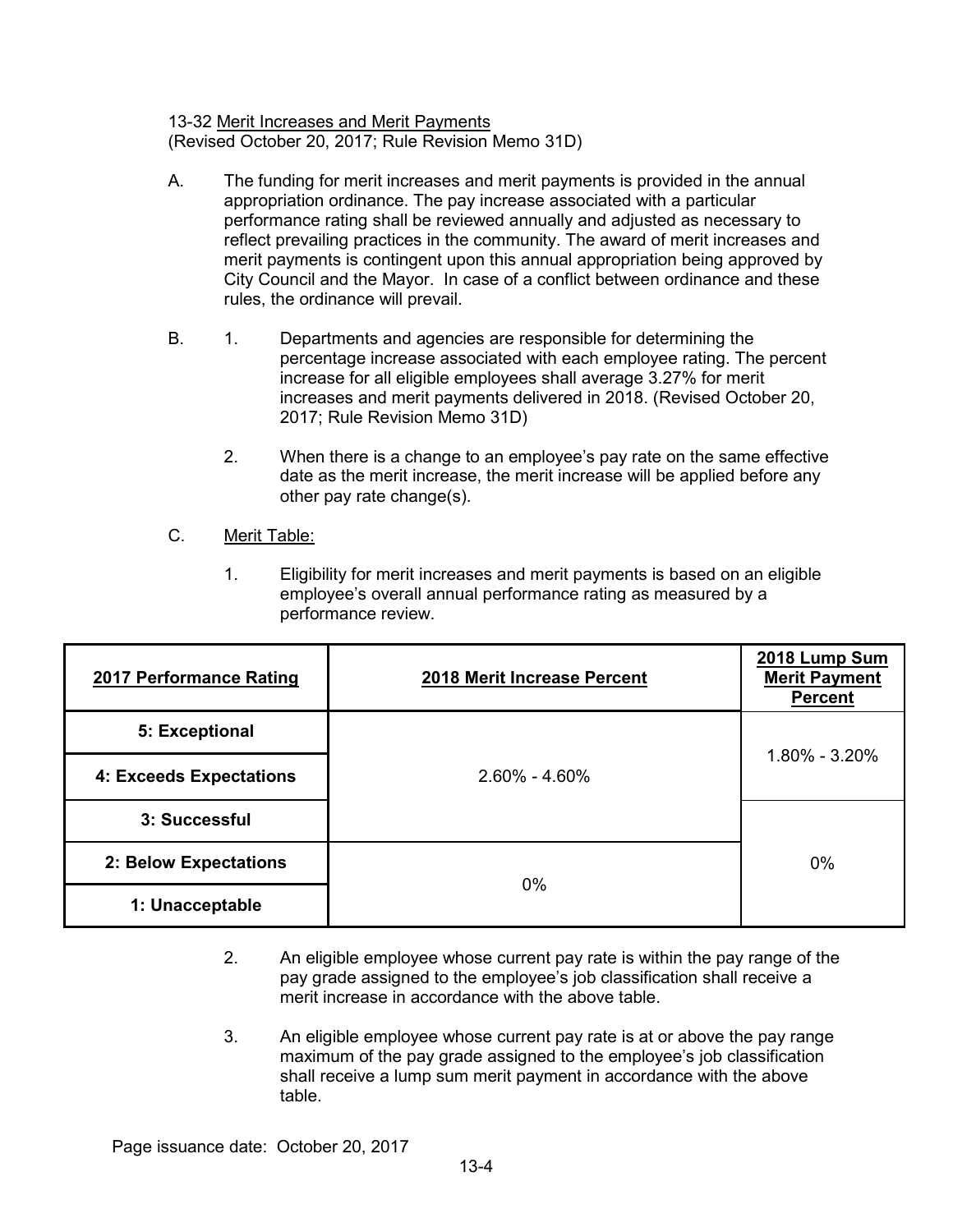### 13-32 Merit Increases and Merit Payments
(Revised October 20, 2017; Rule Revision Memo 31D)

A. The funding for merit increases and merit payments is provided in the annual appropriation ordinance. The pay increase associated with a particular performance rating shall be reviewed annually and adjusted as necessary to reflect prevailing practices in the community. The award of merit increases and merit payments is contingent upon this annual appropriation being approved by City Council and the Mayor. In case of a conflict between ordinance and these rules, the ordinance will prevail.

B. 
1. Departments and agencies are responsible for determining the percentage increase associated with each employee rating. The percent increase for all eligible employees shall average 3.27% for merit increases and merit payments delivered in 2018. (Revised October 20, 2017; Rule Revision Memo 31D)
2. When there is a change to an employee's pay rate on the same effective date as the merit increase, the merit increase will be applied before any other pay rate change(s).

C. Merit Table:

1. Eligibility for merit increases and merit payments is based on an eligible employee's overall annual performance rating as measured by a performance review.

| 2017 Performance Rating | 2018 Merit Increase Percent | 2018 Lump Sum Merit Payment Percent |
|---|---|---|
| 5: Exceptional | 2.60% - 4.60% | 1.80% - 3.20% |
| 4: Exceeds Expectations | 2.60% - 4.60% | 1.80% - 3.20% |
| 3: Successful | 2.60% - 4.60% | 0% |
| 2: Below Expectations | 0% | 0% |
| 1: Unacceptable | 0% | 0% |

2. An eligible employee whose current pay rate is within the pay range of the pay grade assigned to the employee's job classification shall receive a merit increase in accordance with the above table.
3. An eligible employee whose current pay rate is at or above the pay range maximum of the pay grade assigned to the employee's job classification shall receive a lump sum merit payment in accordance with the above table.

Page issuance date: October 20, 2017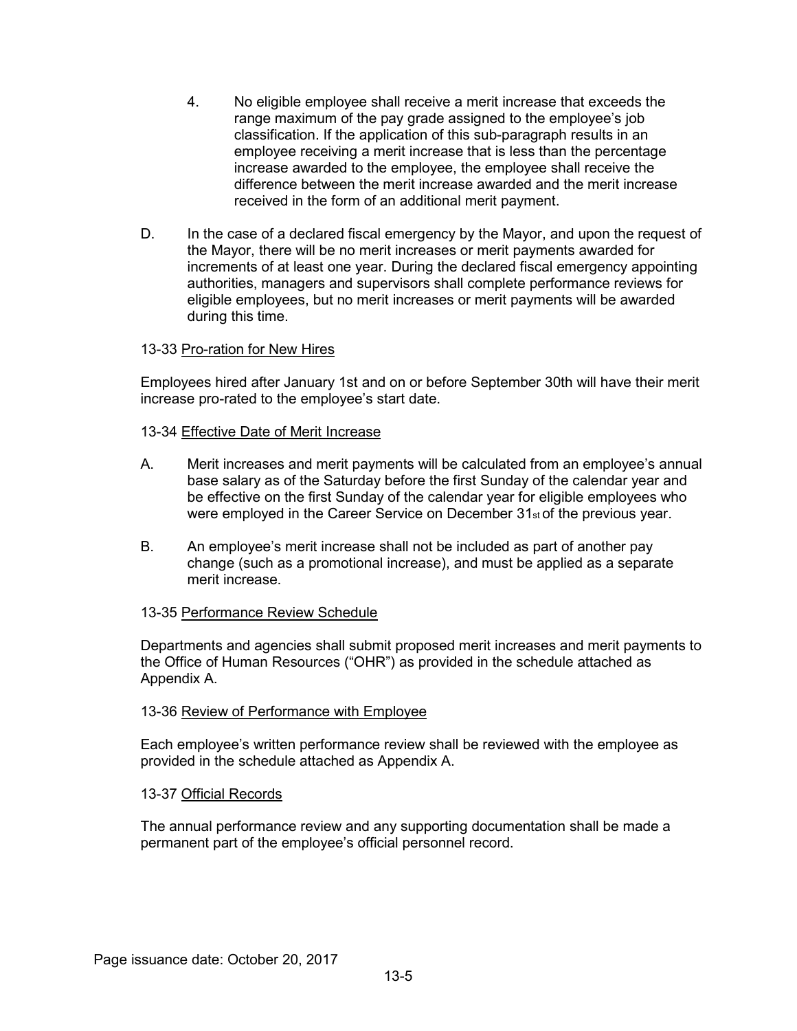4. No eligible employee shall receive a merit increase that exceeds the range maximum of the pay grade assigned to the employee's job classification. If the application of this sub-paragraph results in an employee receiving a merit increase that is less than the percentage increase awarded to the employee, the employee shall receive the difference between the merit increase awarded and the merit increase received in the form of an additional merit payment.

D. In the case of a declared fiscal emergency by the Mayor, and upon the request of the Mayor, there will be no merit increases or merit payments awarded for increments of at least one year. During the declared fiscal emergency appointing authorities, managers and supervisors shall complete performance reviews for eligible employees, but no merit increases or merit payments will be awarded during this time.

13-33 Pro-ration for New Hires

Employees hired after January 1st and on or before September 30th will have their merit increase pro-rated to the employee's start date.

13-34 Effective Date of Merit Increase

A. Merit increases and merit payments will be calculated from an employee's annual base salary as of the Saturday before the first Sunday of the calendar year and be effective on the first Sunday of the calendar year for eligible employees who were employed in the Career Service on December 31st of the previous year.

B. An employee's merit increase shall not be included as part of another pay change (such as a promotional increase), and must be applied as a separate merit increase.

13-35 Performance Review Schedule

Departments and agencies shall submit proposed merit increases and merit payments to the Office of Human Resources ("OHR") as provided in the schedule attached as Appendix A.

13-36 Review of Performance with Employee

Each employee's written performance review shall be reviewed with the employee as provided in the schedule attached as Appendix A.

13-37 Official Records

The annual performance review and any supporting documentation shall be made a permanent part of the employee's official personnel record.

Page issuance date: October 20, 2017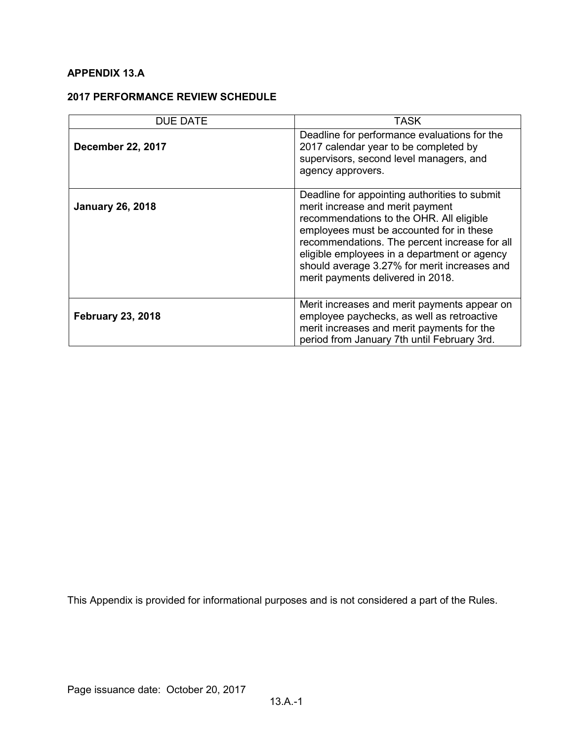## APPENDIX 13.A

## 2017 PERFORMANCE REVIEW SCHEDULE

| DUE DATE | TASK |
|---|---|
| **December 22, 2017** | Deadline for performance evaluations for the 2017 calendar year to be completed by supervisors, second level managers, and agency approvers. |
| **January 26, 2018** | Deadline for appointing authorities to submit merit increase and merit payment recommendations to the OHR. All eligible employees must be accounted for in these recommendations. The percent increase for all eligible employees in a department or agency should average 3.27% for merit increases and merit payments delivered in 2018. |
| **February 23, 2018** | Merit increases and merit payments appear on employee paychecks, as well as retroactive merit increases and merit payments for the period from January 7th until February 3rd. |

This Appendix is provided for informational purposes and is not considered a part of the Rules.

Page issuance date: October 20, 2017